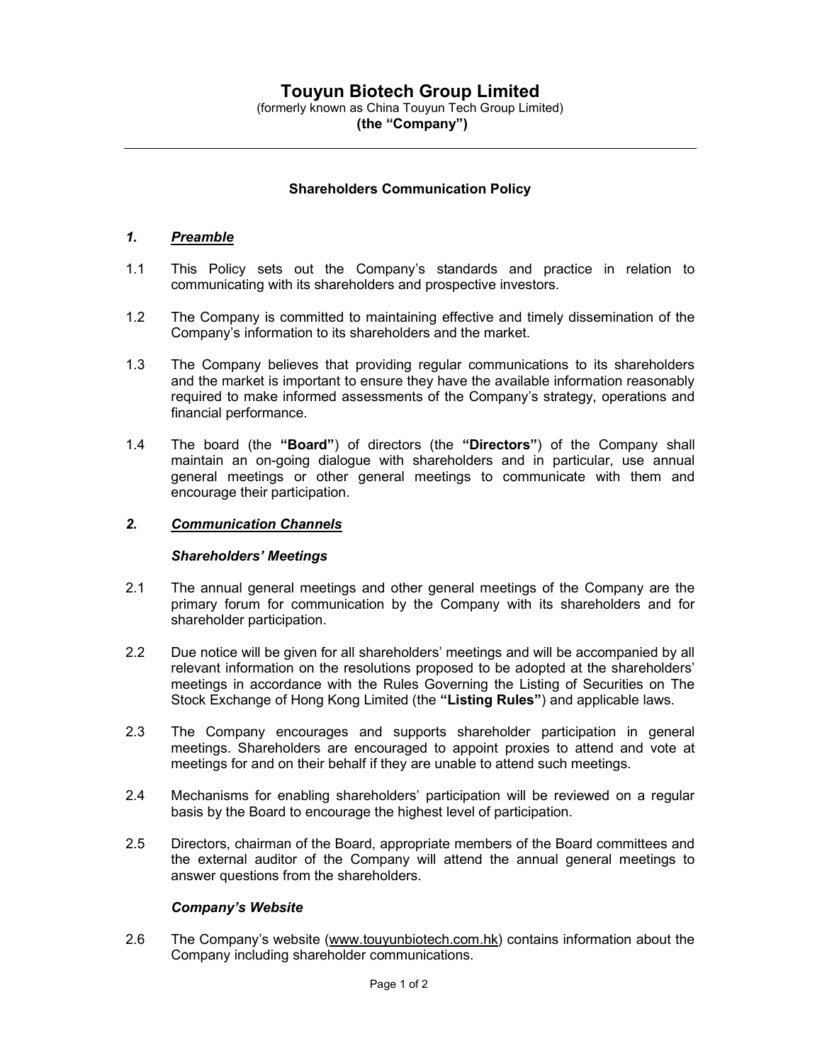# Touyun Biotech Group Limited

(formerly known as China Touyun Tech Group Limited)

**(the "Company")**

---

**Shareholders Communication Policy**

## *1. Preamble*

1.1 This Policy sets out the Company's standards and practice in relation to communicating with its shareholders and prospective investors.

1.2 The Company is committed to maintaining effective and timely dissemination of the Company's information to its shareholders and the market.

1.3 The Company believes that providing regular communications to its shareholders and the market is important to ensure they have the available information reasonably required to make informed assessments of the Company's strategy, operations and financial performance.

1.4 The board (the **"Board"**) of directors (the **"Directors"**) of the Company shall maintain an on-going dialogue with shareholders and in particular, use annual general meetings or other general meetings to communicate with them and encourage their participation.

## *2. Communication Channels*

### *Shareholders' Meetings*

2.1 The annual general meetings and other general meetings of the Company are the primary forum for communication by the Company with its shareholders and for shareholder participation.

2.2 Due notice will be given for all shareholders' meetings and will be accompanied by all relevant information on the resolutions proposed to be adopted at the shareholders' meetings in accordance with the Rules Governing the Listing of Securities on The Stock Exchange of Hong Kong Limited (the **"Listing Rules"**) and applicable laws.

2.3 The Company encourages and supports shareholder participation in general meetings. Shareholders are encouraged to appoint proxies to attend and vote at meetings for and on their behalf if they are unable to attend such meetings.

2.4 Mechanisms for enabling shareholders' participation will be reviewed on a regular basis by the Board to encourage the highest level of participation.

2.5 Directors, chairman of the Board, appropriate members of the Board committees and the external auditor of the Company will attend the annual general meetings to answer questions from the shareholders.

### *Company's Website*

2.6 The Company's website (www.touyunbiotech.com.hk) contains information about the Company including shareholder communications.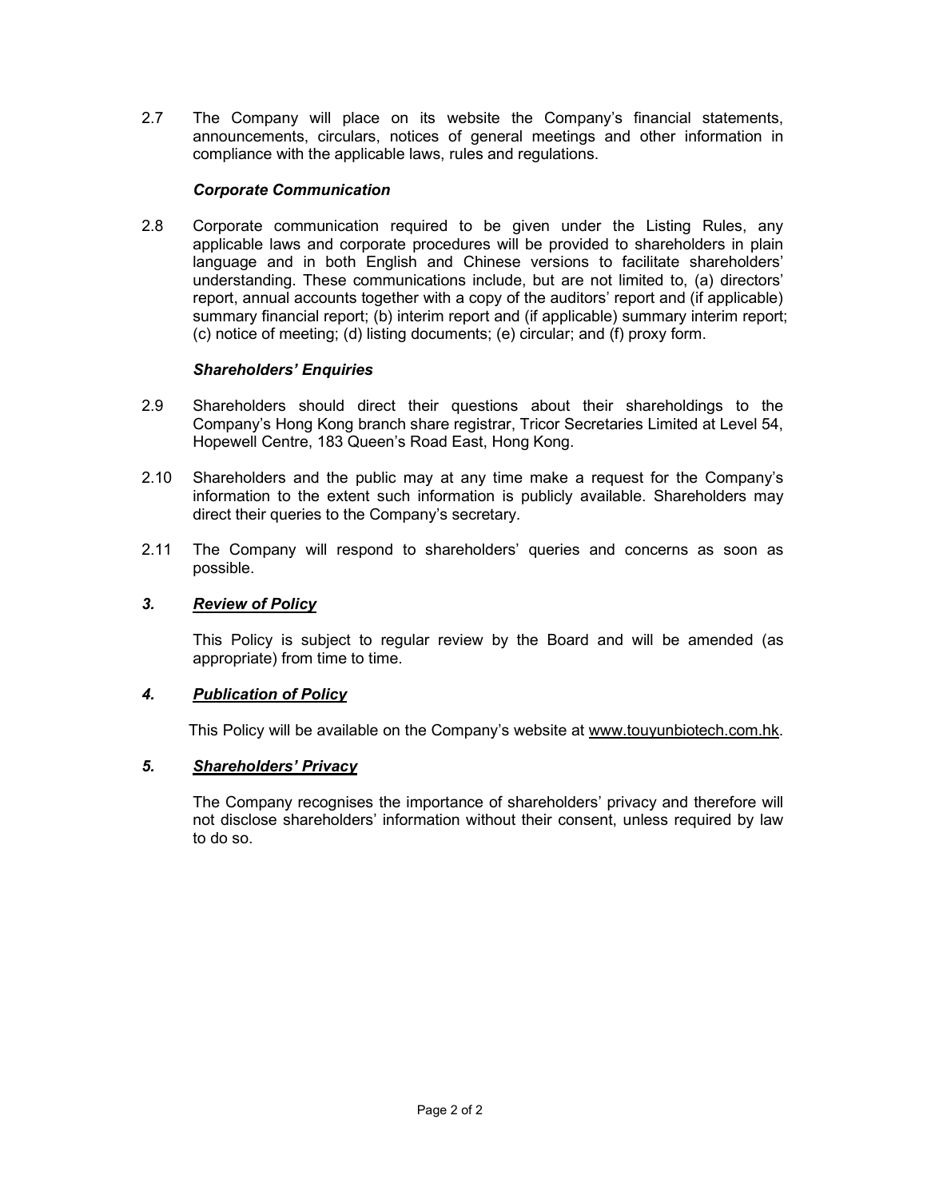2.7 The Company will place on its website the Company's financial statements, announcements, circulars, notices of general meetings and other information in compliance with the applicable laws, rules and regulations.

***Corporate Communication***

2.8 Corporate communication required to be given under the Listing Rules, any applicable laws and corporate procedures will be provided to shareholders in plain language and in both English and Chinese versions to facilitate shareholders' understanding. These communications include, but are not limited to, (a) directors' report, annual accounts together with a copy of the auditors' report and (if applicable) summary financial report; (b) interim report and (if applicable) summary interim report; (c) notice of meeting; (d) listing documents; (e) circular; and (f) proxy form.

***Shareholders' Enquiries***

2.9 Shareholders should direct their questions about their shareholdings to the Company's Hong Kong branch share registrar, Tricor Secretaries Limited at Level 54, Hopewell Centre, 183 Queen's Road East, Hong Kong.

2.10 Shareholders and the public may at any time make a request for the Company's information to the extent such information is publicly available. Shareholders may direct their queries to the Company's secretary.

2.11 The Company will respond to shareholders' queries and concerns as soon as possible.

## *3. Review of Policy*

This Policy is subject to regular review by the Board and will be amended (as appropriate) from time to time.

## *4. Publication of Policy*

This Policy will be available on the Company's website at www.touyunbiotech.com.hk.

## *5. Shareholders' Privacy*

The Company recognises the importance of shareholders' privacy and therefore will not disclose shareholders' information without their consent, unless required by law to do so.